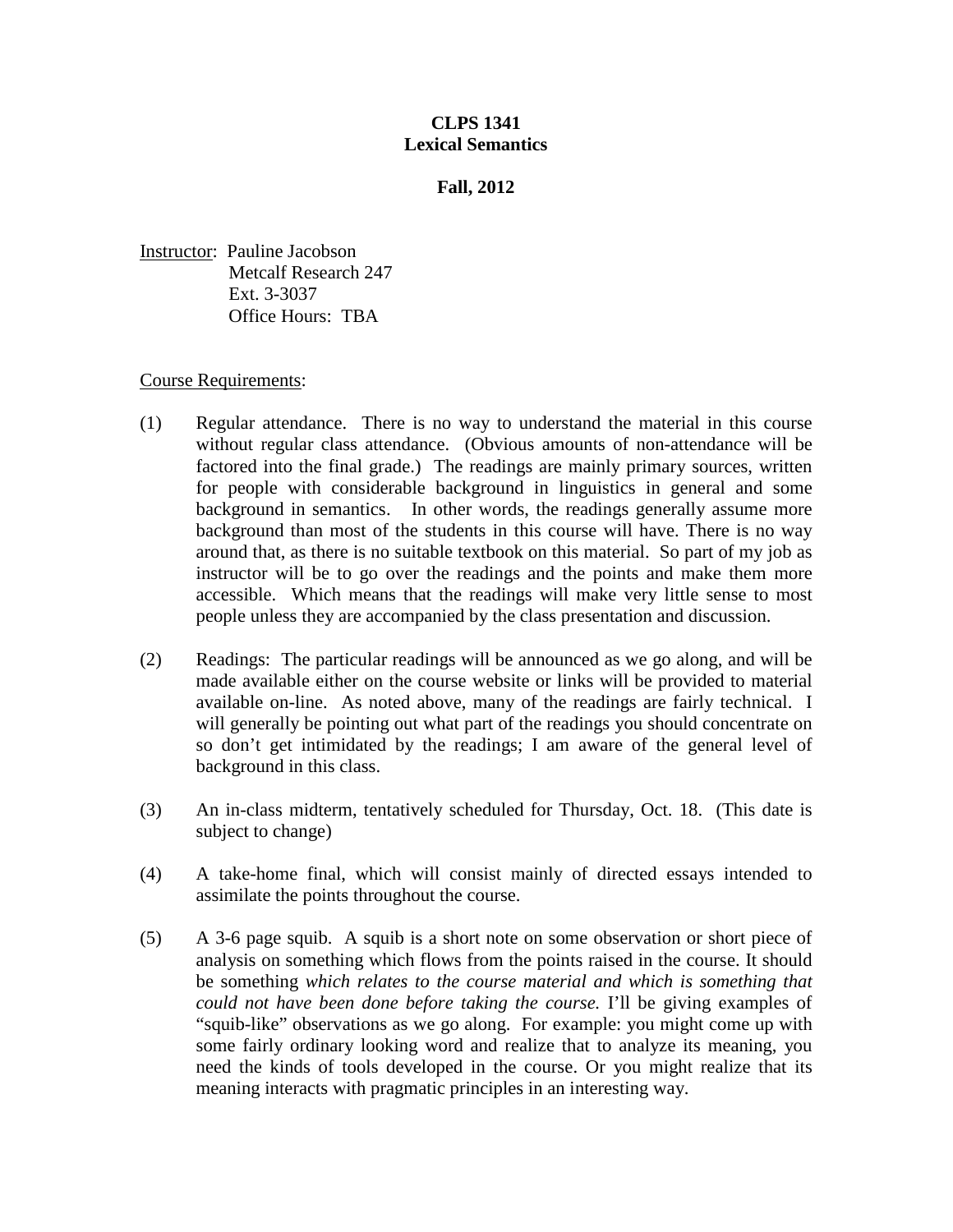**CLPS 1341**
**Lexical Semantics**

**Fall, 2012**

Instructor: Pauline Jacobson
Metcalf Research 247
Ext. 3-3037
Office Hours: TBA

Course Requirements:

(1) Regular attendance. There is no way to understand the material in this course without regular class attendance. (Obvious amounts of non-attendance will be factored into the final grade.) The readings are mainly primary sources, written for people with considerable background in linguistics in general and some background in semantics. In other words, the readings generally assume more background than most of the students in this course will have. There is no way around that, as there is no suitable textbook on this material. So part of my job as instructor will be to go over the readings and the points and make them more accessible. Which means that the readings will make very little sense to most people unless they are accompanied by the class presentation and discussion.

(2) Readings: The particular readings will be announced as we go along, and will be made available either on the course website or links will be provided to material available on-line. As noted above, many of the readings are fairly technical. I will generally be pointing out what part of the readings you should concentrate on so don't get intimidated by the readings; I am aware of the general level of background in this class.

(3) An in-class midterm, tentatively scheduled for Thursday, Oct. 18. (This date is subject to change)

(4) A take-home final, which will consist mainly of directed essays intended to assimilate the points throughout the course.

(5) A 3-6 page squib. A squib is a short note on some observation or short piece of analysis on something which flows from the points raised in the course. It should be something *which relates to the course material and which is something that could not have been done before taking the course.* I'll be giving examples of "squib-like" observations as we go along. For example: you might come up with some fairly ordinary looking word and realize that to analyze its meaning, you need the kinds of tools developed in the course. Or you might realize that its meaning interacts with pragmatic principles in an interesting way.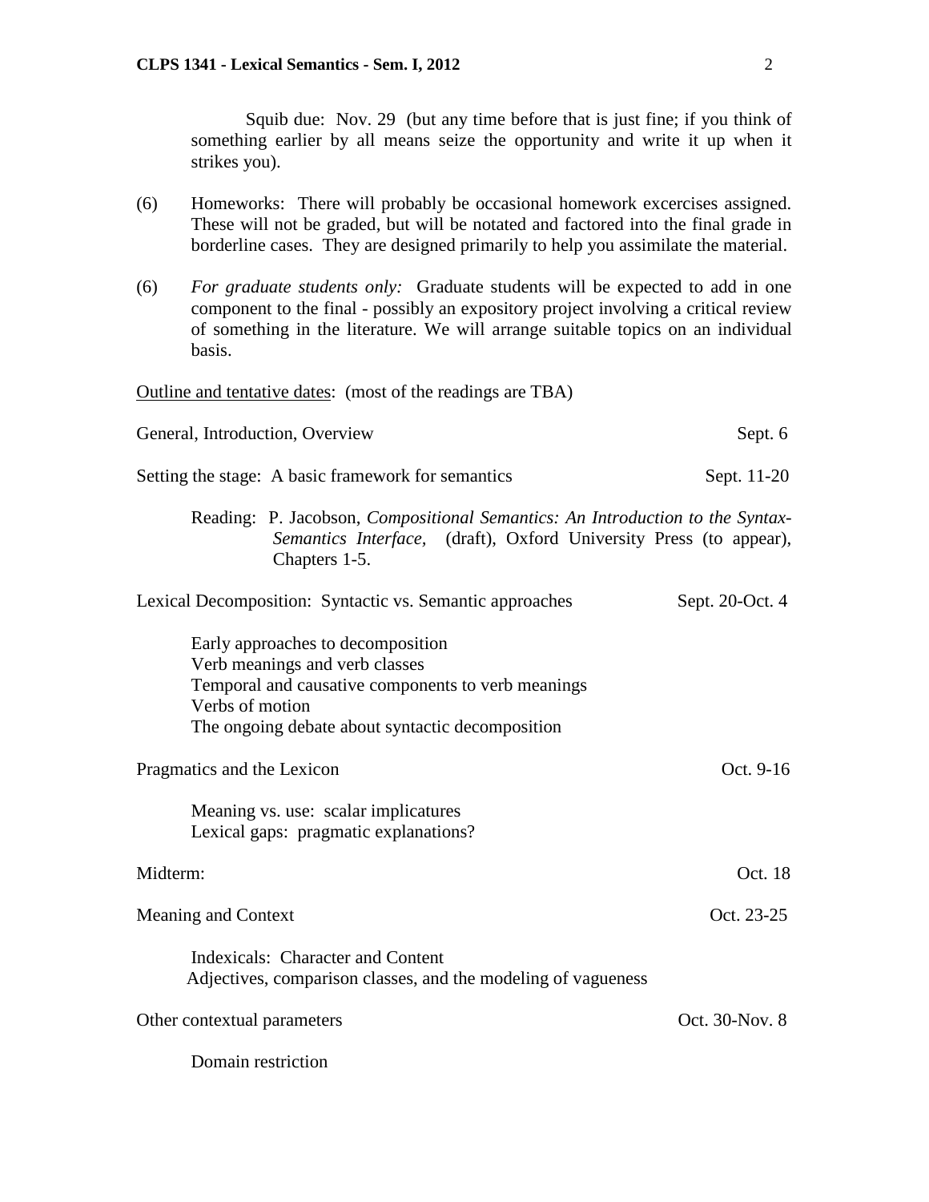Squib due: Nov. 29 (but any time before that is just fine; if you think of something earlier by all means seize the opportunity and write it up when it strikes you).

(6) Homeworks: There will probably be occasional homework excercises assigned. These will not be graded, but will be notated and factored into the final grade in borderline cases. They are designed primarily to help you assimilate the material.

(6) *For graduate students only:* Graduate students will be expected to add in one component to the final - possibly an expository project involving a critical review of something in the literature. We will arrange suitable topics on an individual basis.

<u>Outline and tentative dates</u>: (most of the readings are TBA)

General, Introduction, Overview — Sept. 6

Setting the stage: A basic framework for semantics — Sept. 11-20

Reading: P. Jacobson, *Compositional Semantics: An Introduction to the Syntax-Semantics Interface,* (draft), Oxford University Press (to appear), Chapters 1-5.

Lexical Decomposition: Syntactic vs. Semantic approaches — Sept. 20-Oct. 4

- Early approaches to decomposition
- Verb meanings and verb classes
- Temporal and causative components to verb meanings
- Verbs of motion
- The ongoing debate about syntactic decomposition

Pragmatics and the Lexicon — Oct. 9-16

- Meaning vs. use: scalar implicatures
- Lexical gaps: pragmatic explanations?

Midterm: — Oct. 18

Meaning and Context — Oct. 23-25

- Indexicals: Character and Content
- Adjectives, comparison classes, and the modeling of vagueness

Other contextual parameters — Oct. 30-Nov. 8

- Domain restriction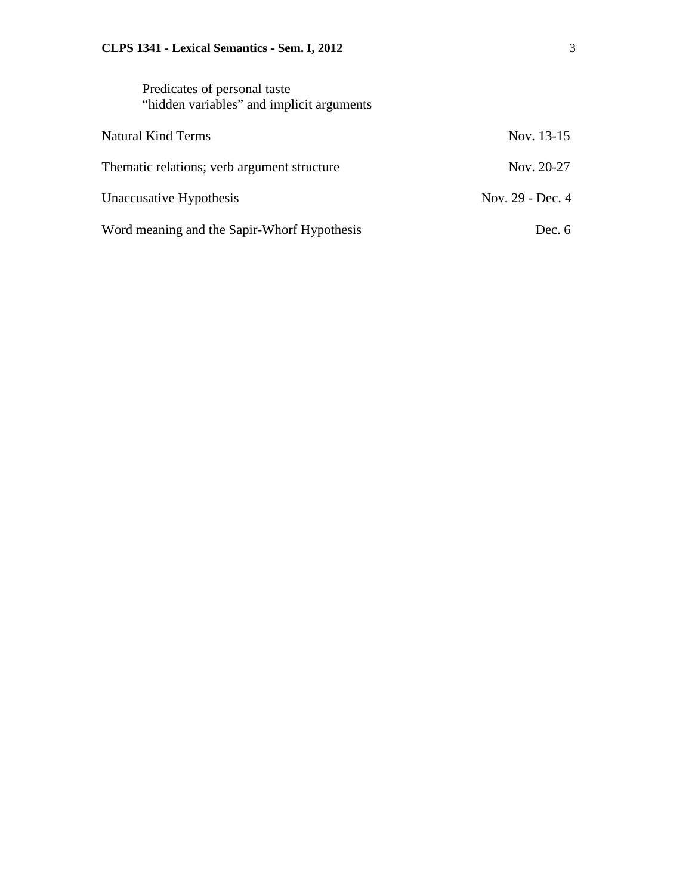Predicates of personal taste
"hidden variables" and implicit arguments

| | |
|---|---|
| Natural Kind Terms | Nov. 13-15 |
| Thematic relations; verb argument structure | Nov. 20-27 |
| Unaccusative Hypothesis | Nov. 29 - Dec. 4 |
| Word meaning and the Sapir-Whorf Hypothesis | Dec. 6 |